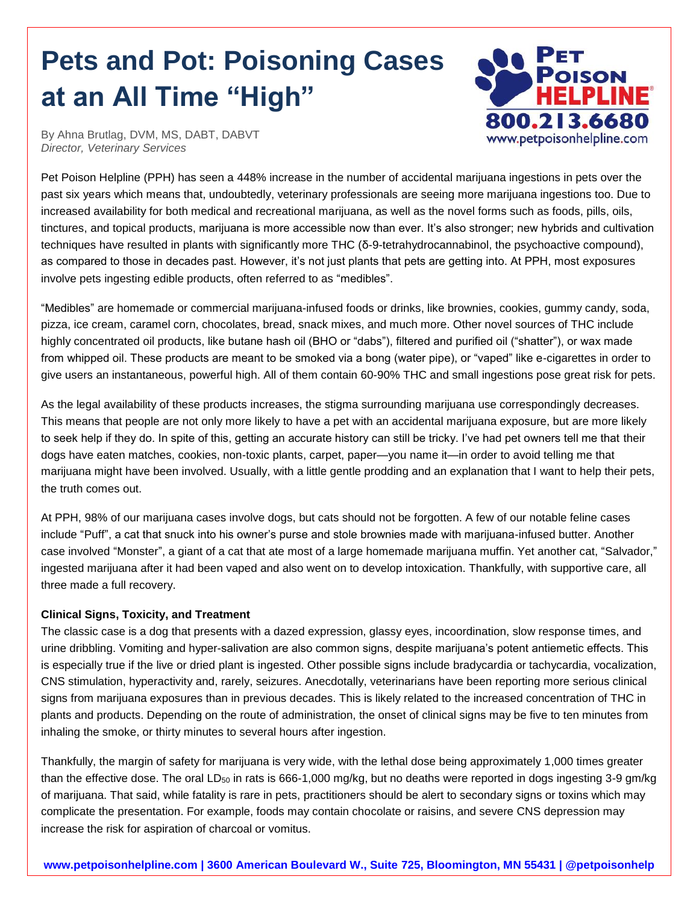# Pets and Pot: Poisoning Cases at an All Time "High"

By Ahna Brutlag, DVM, MS, DABT, DABVT
*Director, Veterinary Services*

Pet Poison Helpline (PPH) has seen a 448% increase in the number of accidental marijuana ingestions in pets over the past six years which means that, undoubtedly, veterinary professionals are seeing more marijuana ingestions too. Due to increased availability for both medical and recreational marijuana, as well as the novel forms such as foods, pills, oils, tinctures, and topical products, marijuana is more accessible now than ever. It's also stronger; new hybrids and cultivation techniques have resulted in plants with significantly more THC (δ-9-tetrahydrocannabinol, the psychoactive compound), as compared to those in decades past. However, it's not just plants that pets are getting into. At PPH, most exposures involve pets ingesting edible products, often referred to as "medibles".

"Medibles" are homemade or commercial marijuana-infused foods or drinks, like brownies, cookies, gummy candy, soda, pizza, ice cream, caramel corn, chocolates, bread, snack mixes, and much more. Other novel sources of THC include highly concentrated oil products, like butane hash oil (BHO or "dabs"), filtered and purified oil ("shatter"), or wax made from whipped oil. These products are meant to be smoked via a bong (water pipe), or "vaped" like e-cigarettes in order to give users an instantaneous, powerful high. All of them contain 60-90% THC and small ingestions pose great risk for pets.

As the legal availability of these products increases, the stigma surrounding marijuana use correspondingly decreases. This means that people are not only more likely to have a pet with an accidental marijuana exposure, but are more likely to seek help if they do. In spite of this, getting an accurate history can still be tricky. I've had pet owners tell me that their dogs have eaten matches, cookies, non-toxic plants, carpet, paper—you name it—in order to avoid telling me that marijuana might have been involved. Usually, with a little gentle prodding and an explanation that I want to help their pets, the truth comes out.

At PPH, 98% of our marijuana cases involve dogs, but cats should not be forgotten. A few of our notable feline cases include "Puff", a cat that snuck into his owner's purse and stole brownies made with marijuana-infused butter. Another case involved "Monster", a giant of a cat that ate most of a large homemade marijuana muffin. Yet another cat, "Salvador," ingested marijuana after it had been vaped and also went on to develop intoxication. Thankfully, with supportive care, all three made a full recovery.

**Clinical Signs, Toxicity, and Treatment**

The classic case is a dog that presents with a dazed expression, glassy eyes, incoordination, slow response times, and urine dribbling. Vomiting and hyper-salivation are also common signs, despite marijuana's potent antiemetic effects. This is especially true if the live or dried plant is ingested. Other possible signs include bradycardia or tachycardia, vocalization, CNS stimulation, hyperactivity and, rarely, seizures. Anecdotally, veterinarians have been reporting more serious clinical signs from marijuana exposures than in previous decades. This is likely related to the increased concentration of THC in plants and products. Depending on the route of administration, the onset of clinical signs may be five to ten minutes from inhaling the smoke, or thirty minutes to several hours after ingestion.

Thankfully, the margin of safety for marijuana is very wide, with the lethal dose being approximately 1,000 times greater than the effective dose. The oral $LD_{50}$ in rats is 666-1,000 mg/kg, but no deaths were reported in dogs ingesting 3-9 gm/kg of marijuana. That said, while fatality is rare in pets, practitioners should be alert to secondary signs or toxins which may complicate the presentation. For example, foods may contain chocolate or raisins, and severe CNS depression may increase the risk for aspiration of charcoal or vomitus.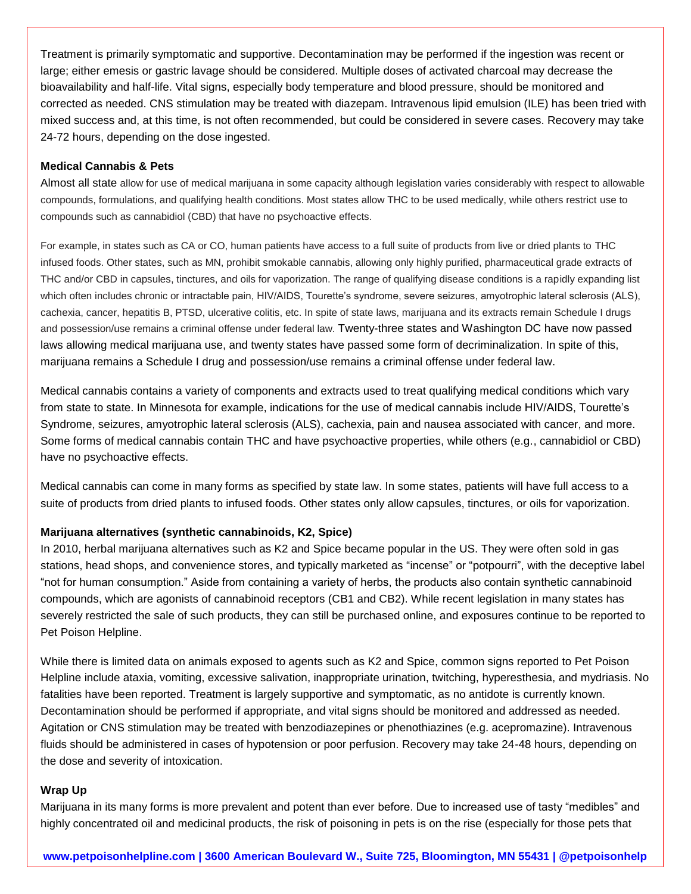Treatment is primarily symptomatic and supportive. Decontamination may be performed if the ingestion was recent or large; either emesis or gastric lavage should be considered. Multiple doses of activated charcoal may decrease the bioavailability and half-life. Vital signs, especially body temperature and blood pressure, should be monitored and corrected as needed. CNS stimulation may be treated with diazepam. Intravenous lipid emulsion (ILE) has been tried with mixed success and, at this time, is not often recommended, but could be considered in severe cases. Recovery may take 24-72 hours, depending on the dose ingested.

**Medical Cannabis & Pets**

Almost all state allow for use of medical marijuana in some capacity although legislation varies considerably with respect to allowable compounds, formulations, and qualifying health conditions. Most states allow THC to be used medically, while others restrict use to compounds such as cannabidiol (CBD) that have no psychoactive effects.

For example, in states such as CA or CO, human patients have access to a full suite of products from live or dried plants to THC infused foods. Other states, such as MN, prohibit smokable cannabis, allowing only highly purified, pharmaceutical grade extracts of THC and/or CBD in capsules, tinctures, and oils for vaporization. The range of qualifying disease conditions is a rapidly expanding list which often includes chronic or intractable pain, HIV/AIDS, Tourette's syndrome, severe seizures, amyotrophic lateral sclerosis (ALS), cachexia, cancer, hepatitis B, PTSD, ulcerative colitis, etc. In spite of state laws, marijuana and its extracts remain Schedule I drugs and possession/use remains a criminal offense under federal law. Twenty-three states and Washington DC have now passed laws allowing medical marijuana use, and twenty states have passed some form of decriminalization. In spite of this, marijuana remains a Schedule I drug and possession/use remains a criminal offense under federal law.

Medical cannabis contains a variety of components and extracts used to treat qualifying medical conditions which vary from state to state. In Minnesota for example, indications for the use of medical cannabis include HIV/AIDS, Tourette's Syndrome, seizures, amyotrophic lateral sclerosis (ALS), cachexia, pain and nausea associated with cancer, and more. Some forms of medical cannabis contain THC and have psychoactive properties, while others (e.g., cannabidiol or CBD) have no psychoactive effects.

Medical cannabis can come in many forms as specified by state law. In some states, patients will have full access to a suite of products from dried plants to infused foods. Other states only allow capsules, tinctures, or oils for vaporization.

**Marijuana alternatives (synthetic cannabinoids, K2, Spice)**

In 2010, herbal marijuana alternatives such as K2 and Spice became popular in the US. They were often sold in gas stations, head shops, and convenience stores, and typically marketed as "incense" or "potpourri", with the deceptive label "not for human consumption." Aside from containing a variety of herbs, the products also contain synthetic cannabinoid compounds, which are agonists of cannabinoid receptors (CB1 and CB2). While recent legislation in many states has severely restricted the sale of such products, they can still be purchased online, and exposures continue to be reported to Pet Poison Helpline.

While there is limited data on animals exposed to agents such as K2 and Spice, common signs reported to Pet Poison Helpline include ataxia, vomiting, excessive salivation, inappropriate urination, twitching, hyperesthesia, and mydriasis. No fatalities have been reported. Treatment is largely supportive and symptomatic, as no antidote is currently known. Decontamination should be performed if appropriate, and vital signs should be monitored and addressed as needed. Agitation or CNS stimulation may be treated with benzodiazepines or phenothiazines (e.g. acepromazine). Intravenous fluids should be administered in cases of hypotension or poor perfusion. Recovery may take 24-48 hours, depending on the dose and severity of intoxication.

**Wrap Up**

Marijuana in its many forms is more prevalent and potent than ever before. Due to increased use of tasty "medibles" and highly concentrated oil and medicinal products, the risk of poisoning in pets is on the rise (especially for those pets that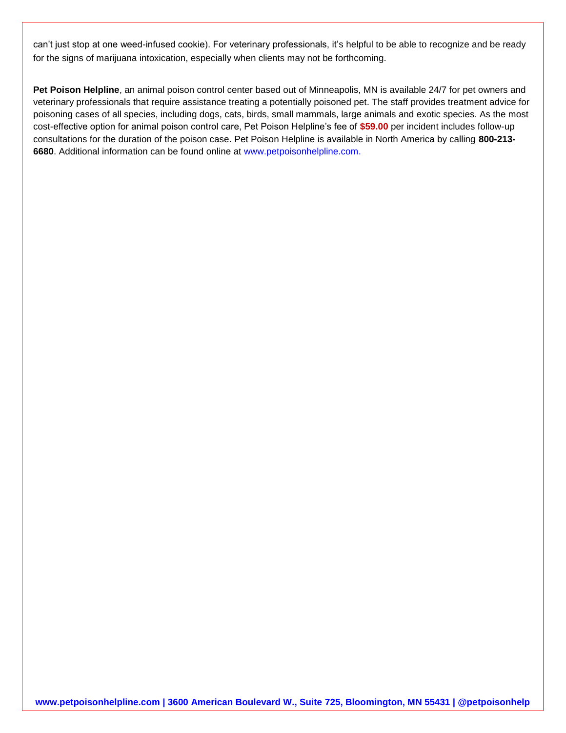can't just stop at one weed-infused cookie). For veterinary professionals, it's helpful to be able to recognize and be ready for the signs of marijuana intoxication, especially when clients may not be forthcoming.

**Pet Poison Helpline**, an animal poison control center based out of Minneapolis, MN is available 24/7 for pet owners and veterinary professionals that require assistance treating a potentially poisoned pet. The staff provides treatment advice for poisoning cases of all species, including dogs, cats, birds, small mammals, large animals and exotic species. As the most cost-effective option for animal poison control care, Pet Poison Helpline's fee of **$59.00** per incident includes follow-up consultations for the duration of the poison case. Pet Poison Helpline is available in North America by calling **800-213-6680**. Additional information can be found online at www.petpoisonhelpline.com.